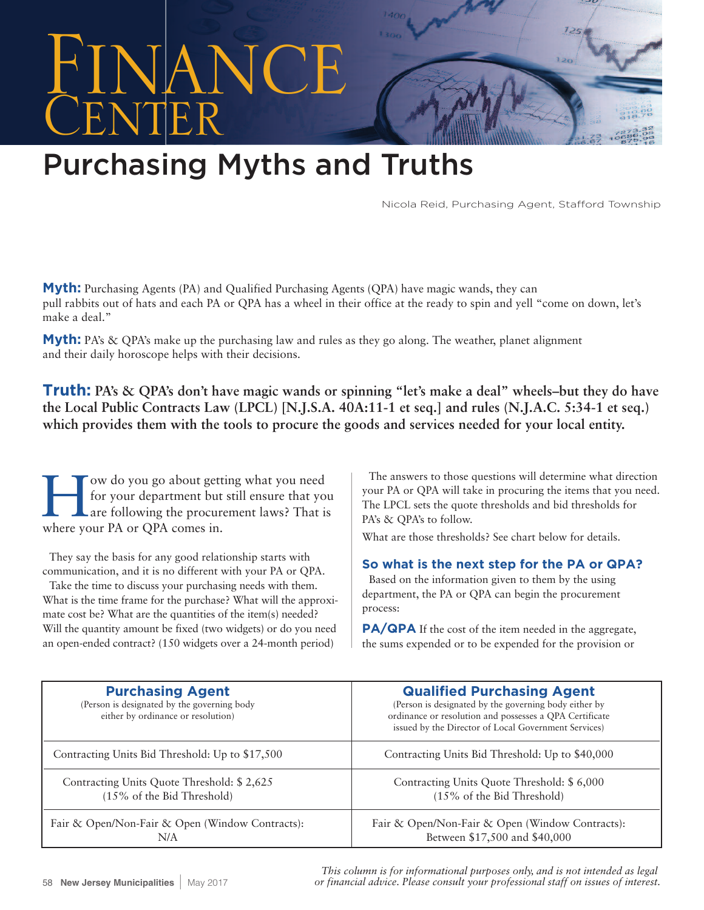# Finance Center

## Purchasing Myths and Truths

Nicola Reid, Purchasing Agent, Stafford Township

**Myth:** Purchasing Agents (PA) and Qualified Purchasing Agents (QPA) have magic wands, they can pull rabbits out of hats and each PA or QPA has a wheel in their office at the ready to spin and yell "come on down, let's make a deal."

**Myth:** PA's & QPA's make up the purchasing law and rules as they go along. The weather, planet alignment and their daily horoscope helps with their decisions.

**Truth: PA's & QPA's don't have magic wands or spinning "let's make a deal" wheels–but they do have the Local Public Contracts Law (LPCL) [N.J.S.A. 40A:11-1 et seq.] and rules (N.J.A.C. 5:34-1 et seq.) which provides them with the tools to procure the goods and services needed for your local entity.**

How do you go about getting what you need for your department but still ensure that you are following the procurement laws? That is where your PA or QPA comes in.

They say the basis for any good relationship starts with communication, and it is no different with your PA or QPA. Take the time to discuss your purchasing needs with them. What is the time frame for the purchase? What will the approximate cost be? What are the quantities of the item(s) needed? Will the quantity amount be fixed (two widgets) or do you need an open-ended contract? (150 widgets over a 24-month period)

The answers to those questions will determine what direction your PA or QPA will take in procuring the items that you need. The LPCL sets the quote thresholds and bid thresholds for PA's & QPA's to follow.

What are those thresholds? See chart below for details.

### So what is the next step for the PA or QPA?

Based on the information given to them by the using department, the PA or QPA can begin the procurement process:

**PA/QPA** If the cost of the item needed in the aggregate, the sums expended or to be expended for the provision or

| **Purchasing Agent** (Person is designated by the governing body either by ordinance or resolution) | **Qualified Purchasing Agent** (Person is designated by the governing body either by ordinance or resolution and possesses a QPA Certificate issued by the Director of Local Government Services) |
|---|---|
| Contracting Units Bid Threshold: Up to $17,500 | Contracting Units Bid Threshold: Up to $40,000 |
| Contracting Units Quote Threshold: $ 2,625 (15% of the Bid Threshold) | Contracting Units Quote Threshold: $ 6,000 (15% of the Bid Threshold) |
| Fair & Open/Non-Fair & Open (Window Contracts): N/A | Fair & Open/Non-Fair & Open (Window Contracts): Between $17,500 and $40,000 |

*This column is for informational purposes only, and is not intended as legal or financial advice. Please consult your professional staff on issues of interest.*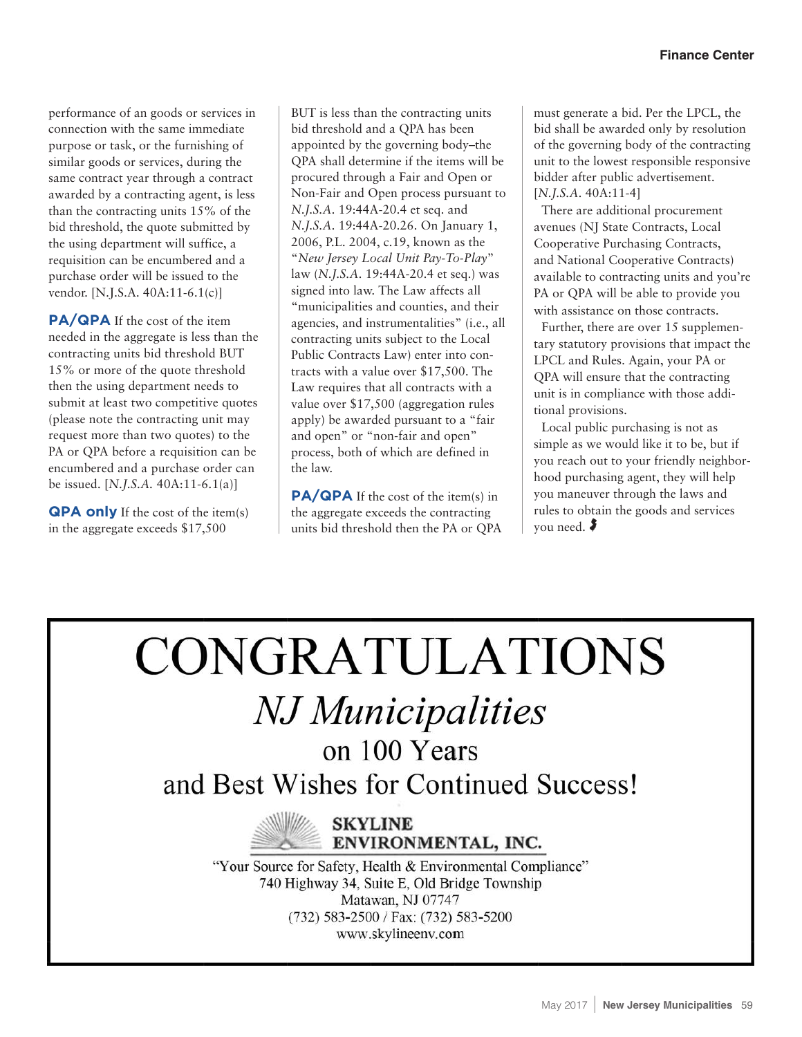performance of an goods or services in connection with the same immediate purpose or task, or the furnishing of similar goods or services, during the same contract year through a contract awarded by a contracting agent, is less than the contracting units 15% of the bid threshold, the quote submitted by the using department will suffice, a requisition can be encumbered and a purchase order will be issued to the vendor. [N.J.S.A. 40A:11-6.1(c)]

**PA/QPA** If the cost of the item needed in the aggregate is less than the contracting units bid threshold BUT 15% or more of the quote threshold then the using department needs to submit at least two competitive quotes (please note the contracting unit may request more than two quotes) to the PA or QPA before a requisition can be encumbered and a purchase order can be issued. [*N.J.S.A.* 40A:11-6.1(a)]

**QPA only** If the cost of the item(s) in the aggregate exceeds $17,500 BUT is less than the contracting units bid threshold and a QPA has been appointed by the governing body–the QPA shall determine if the items will be procured through a Fair and Open or Non-Fair and Open process pursuant to *N.J.S.A.* 19:44A-20.4 et seq. and *N.J.S.A.* 19:44A-20.26. On January 1, 2006, P.L. 2004, c.19, known as the "*New Jersey Local Unit Pay-To-Play*" law (*N.J.S.A.* 19:44A-20.4 et seq.) was signed into law. The Law affects all "municipalities and counties, and their agencies, and instrumentalities" (i.e., all contracting units subject to the Local Public Contracts Law) enter into contracts with a value over $17,500. The Law requires that all contracts with a value over $17,500 (aggregation rules apply) be awarded pursuant to a "fair and open" or "non-fair and open" process, both of which are defined in the law.

**PA/QPA** If the cost of the item(s) in the aggregate exceeds the contracting units bid threshold then the PA or QPA must generate a bid. Per the LPCL, the bid shall be awarded only by resolution of the governing body of the contracting unit to the lowest responsible responsive bidder after public advertisement. [*N.J.S.A.* 40A:11-4]

There are additional procurement avenues (NJ State Contracts, Local Cooperative Purchasing Contracts, and National Cooperative Contracts) available to contracting units and you're PA or QPA will be able to provide you with assistance on those contracts.

Further, there are over 15 supplementary statutory provisions that impact the LPCL and Rules. Again, your PA or QPA will ensure that the contracting unit is in compliance with those additional provisions.

Local public purchasing is not as simple as we would like it to be, but if you reach out to your friendly neighborhood purchasing agent, they will help you maneuver through the laws and rules to obtain the goods and services you need.

# CONGRATULATIONS

## *NJ Municipalities*

## on 100 Years

## and Best Wishes for Continued Success!

**SKYLINE ENVIRONMENTAL, INC.**

"Your Source for Safety, Health & Environmental Compliance"
740 Highway 34, Suite E, Old Bridge Township
Matawan, NJ 07747
(732) 583-2500 / Fax: (732) 583-5200
www.skylineenv.com